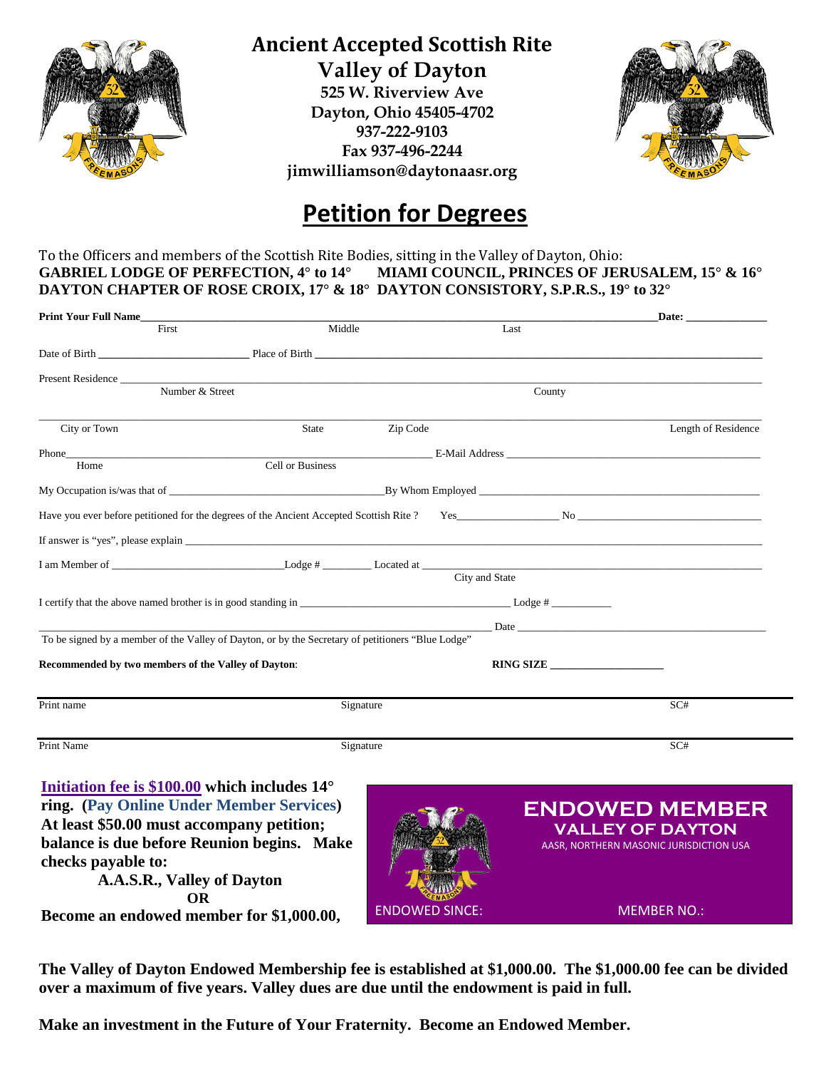# Ancient Accepted Scottish Rite

## Valley of Dayton

**525 W. Riverview Ave**
**Dayton, Ohio 45405-4702**
**937-222-9103**
**Fax 937-496-2244**
**jimwilliamson@daytonaasr.org**

# Petition for Degrees

To the Officers and members of the Scottish Rite Bodies, sitting in the Valley of Dayton, Ohio:
**GABRIEL LODGE OF PERFECTION, 4° to 14°   MIAMI COUNCIL, PRINCES OF JERUSALEM, 15° & 16°**
**DAYTON CHAPTER OF ROSE CROIX, 17° & 18°   DAYTON CONSISTORY, S.P.R.S., 19° to 32°**

**Print Your Full Name**______________________________________________ **Date:** ______________
First   Middle   Last

Date of Birth __________________________ Place of Birth ______________________________________________

Present Residence ______________________________________________________________________________
Number & Street   County

________________________________________________________________________________________________
City or Town   State   Zip Code   Length of Residence

Phone_______________________________________________ E-Mail Address __________________________________
Home   Cell or Business

My Occupation is/was that of ______________________________ By Whom Employed ______________________________

Have you ever before petitioned for the degrees of the Ancient Accepted Scottish Rite ?   Yes__________________ No ______________________

If answer is "yes", please explain ______________________________________________________________________

I am Member of ______________________________ Lodge # _________ Located at ____________________________________
City and State

I certify that the above named brother is in good standing in ____________________________________ Lodge # ___________

_________________________________________________________________ Date ____________________________________
To be signed by a member of the Valley of Dayton, or by the Secretary of petitioners "Blue Lodge"

**Recommended by two members of the Valley of Dayton**:   **RING SIZE** ____________________

________________________________________________________________________________
Print name   Signature   SC#

________________________________________________________________________________
Print Name   Signature   SC#

**Initiation fee is $100.00 which includes 14° ring. (Pay Online Under Member Services) At least $50.00 must accompany petition; balance is due before Reunion begins. Make checks payable to:**

**A.A.S.R., Valley of Dayton**

**OR**

**Become an endowed member for $1,000.00,**

**ENDOWED MEMBER**
**VALLEY OF DAYTON**
AASR, NORTHERN MASONIC JURISDICTION USA
ENDOWED SINCE:   MEMBER NO.:

**The Valley of Dayton Endowed Membership fee is established at $1,000.00. The $1,000.00 fee can be divided over a maximum of five years. Valley dues are due until the endowment is paid in full.**

**Make an investment in the Future of Your Fraternity. Become an Endowed Member.**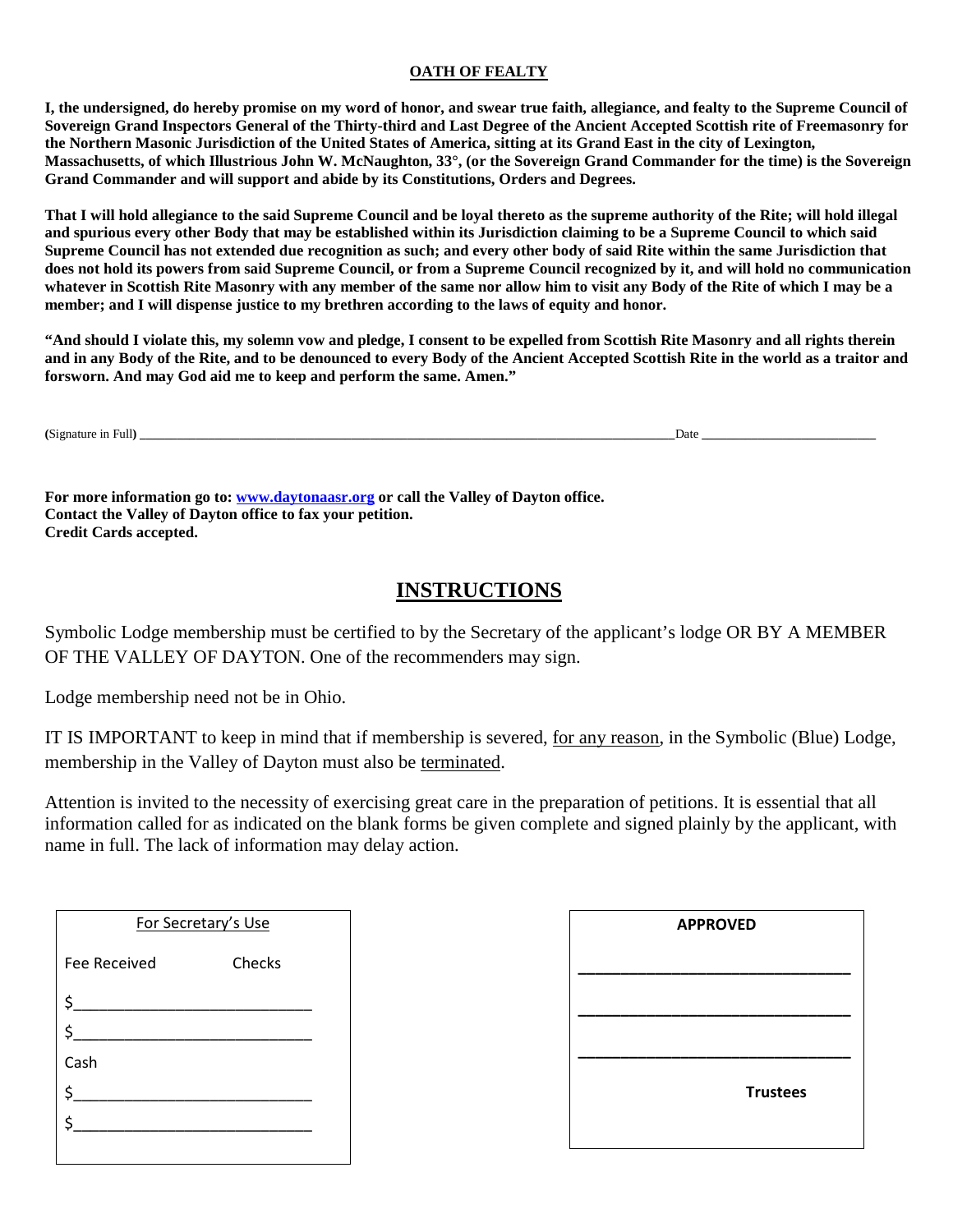## OATH OF FEALTY

**I, the undersigned, do hereby promise on my word of honor, and swear true faith, allegiance, and fealty to the Supreme Council of Sovereign Grand Inspectors General of the Thirty-third and Last Degree of the Ancient Accepted Scottish rite of Freemasonry for the Northern Masonic Jurisdiction of the United States of America, sitting at its Grand East in the city of Lexington, Massachusetts, of which Illustrious John W. McNaughton, 33°, (or the Sovereign Grand Commander for the time) is the Sovereign Grand Commander and will support and abide by its Constitutions, Orders and Degrees.**

**That I will hold allegiance to the said Supreme Council and be loyal thereto as the supreme authority of the Rite; will hold illegal and spurious every other Body that may be established within its Jurisdiction claiming to be a Supreme Council to which said Supreme Council has not extended due recognition as such; and every other body of said Rite within the same Jurisdiction that does not hold its powers from said Supreme Council, or from a Supreme Council recognized by it, and will hold no communication whatever in Scottish Rite Masonry with any member of the same nor allow him to visit any Body of the Rite of which I may be a member; and I will dispense justice to my brethren according to the laws of equity and honor.**

**"And should I violate this, my solemn vow and pledge, I consent to be expelled from Scottish Rite Masonry and all rights therein and in any Body of the Rite, and to be denounced to every Body of the Ancient Accepted Scottish Rite in the world as a traitor and forsworn. And may God aid me to keep and perform the same. Amen."**

(Signature in Full) ______________________________ Date ______________________

**For more information go to: [www.daytonaasr.org](http://www.daytonaasr.org) or call the Valley of Dayton office.**
**Contact the Valley of Dayton office to fax your petition.**
**Credit Cards accepted.**

## INSTRUCTIONS

Symbolic Lodge membership must be certified to by the Secretary of the applicant's lodge OR BY A MEMBER OF THE VALLEY OF DAYTON. One of the recommenders may sign.

Lodge membership need not be in Ohio.

IT IS IMPORTANT to keep in mind that if membership is severed, for any reason, in the Symbolic (Blue) Lodge, membership in the Valley of Dayton must also be terminated.

Attention is invited to the necessity of exercising great care in the preparation of petitions. It is essential that all information called for as indicated on the blank forms be given complete and signed plainly by the applicant, with name in full. The lack of information may delay action.

For Secretary's Use

Fee Received Checks

$______________________

$______________________

Cash

$______________________

$______________________

**APPROVED**

______________________

______________________

______________________

**Trustees**